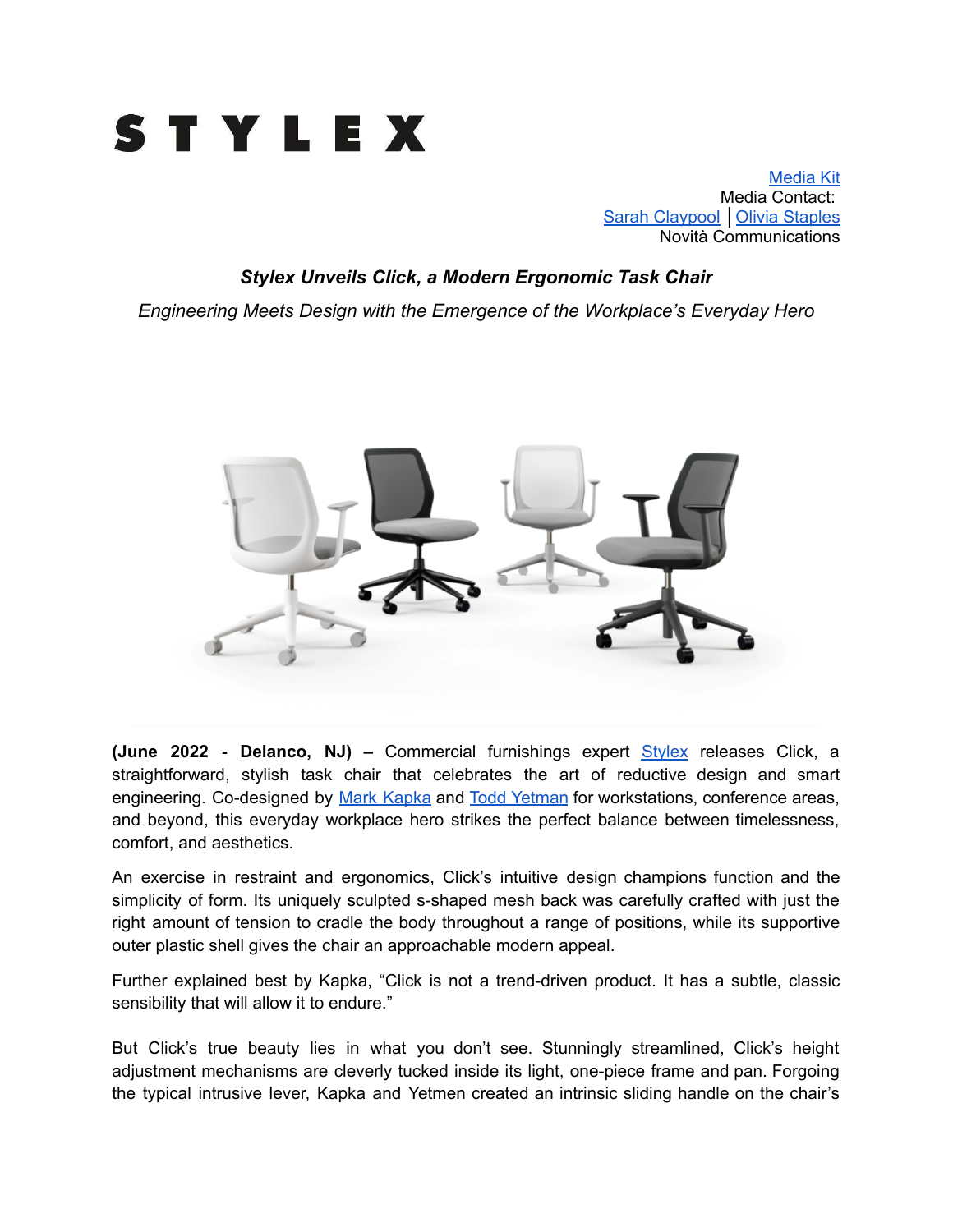# STYLEX

Media Kit
Media Contact:
Sarah Claypool | Olivia Staples
Novità Communications

***Stylex Unveils Click, a Modern Ergonomic Task Chair***

*Engineering Meets Design with the Emergence of the Workplace's Everyday Hero*

**(June 2022 - Delanco, NJ) –** Commercial furnishings expert Stylex releases Click, a straightforward, stylish task chair that celebrates the art of reductive design and smart engineering. Co-designed by Mark Kapka and Todd Yetman for workstations, conference areas, and beyond, this everyday workplace hero strikes the perfect balance between timelessness, comfort, and aesthetics.

An exercise in restraint and ergonomics, Click's intuitive design champions function and the simplicity of form. Its uniquely sculpted s-shaped mesh back was carefully crafted with just the right amount of tension to cradle the body throughout a range of positions, while its supportive outer plastic shell gives the chair an approachable modern appeal.

Further explained best by Kapka, "Click is not a trend-driven product. It has a subtle, classic sensibility that will allow it to endure."

But Click's true beauty lies in what you don't see. Stunningly streamlined, Click's height adjustment mechanisms are cleverly tucked inside its light, one-piece frame and pan. Forgoing the typical intrusive lever, Kapka and Yetmen created an intrinsic sliding handle on the chair's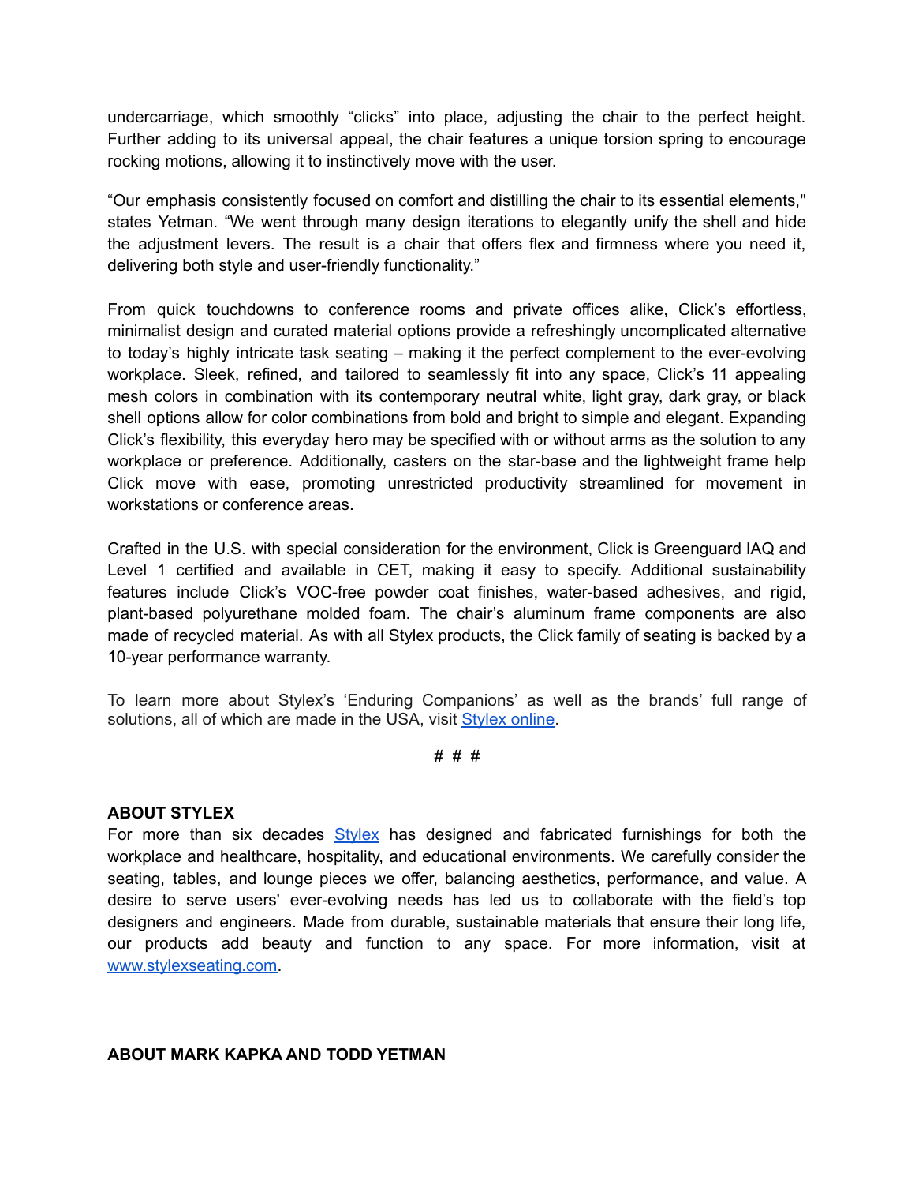undercarriage, which smoothly "clicks" into place, adjusting the chair to the perfect height. Further adding to its universal appeal, the chair features a unique torsion spring to encourage rocking motions, allowing it to instinctively move with the user.

"Our emphasis consistently focused on comfort and distilling the chair to its essential elements," states Yetman. "We went through many design iterations to elegantly unify the shell and hide the adjustment levers. The result is a chair that offers flex and firmness where you need it, delivering both style and user-friendly functionality."

From quick touchdowns to conference rooms and private offices alike, Click's effortless, minimalist design and curated material options provide a refreshingly uncomplicated alternative to today's highly intricate task seating – making it the perfect complement to the ever-evolving workplace. Sleek, refined, and tailored to seamlessly fit into any space, Click's 11 appealing mesh colors in combination with its contemporary neutral white, light gray, dark gray, or black shell options allow for color combinations from bold and bright to simple and elegant. Expanding Click's flexibility, this everyday hero may be specified with or without arms as the solution to any workplace or preference. Additionally, casters on the star-base and the lightweight frame help Click move with ease, promoting unrestricted productivity streamlined for movement in workstations or conference areas.

Crafted in the U.S. with special consideration for the environment, Click is Greenguard IAQ and Level 1 certified and available in CET, making it easy to specify. Additional sustainability features include Click's VOC-free powder coat finishes, water-based adhesives, and rigid, plant-based polyurethane molded foam. The chair's aluminum frame components are also made of recycled material. As with all Stylex products, the Click family of seating is backed by a 10-year performance warranty.

To learn more about Stylex's 'Enduring Companions' as well as the brands' full range of solutions, all of which are made in the USA, visit [Stylex online](https://www.stylexseating.com).

# # #

**ABOUT STYLEX**

For more than six decades [Stylex](https://www.stylexseating.com) has designed and fabricated furnishings for both the workplace and healthcare, hospitality, and educational environments. We carefully consider the seating, tables, and lounge pieces we offer, balancing aesthetics, performance, and value. A desire to serve users' ever-evolving needs has led us to collaborate with the field's top designers and engineers. Made from durable, sustainable materials that ensure their long life, our products add beauty and function to any space. For more information, visit at [www.stylexseating.com](https://www.stylexseating.com).

**ABOUT MARK KAPKA AND TODD YETMAN**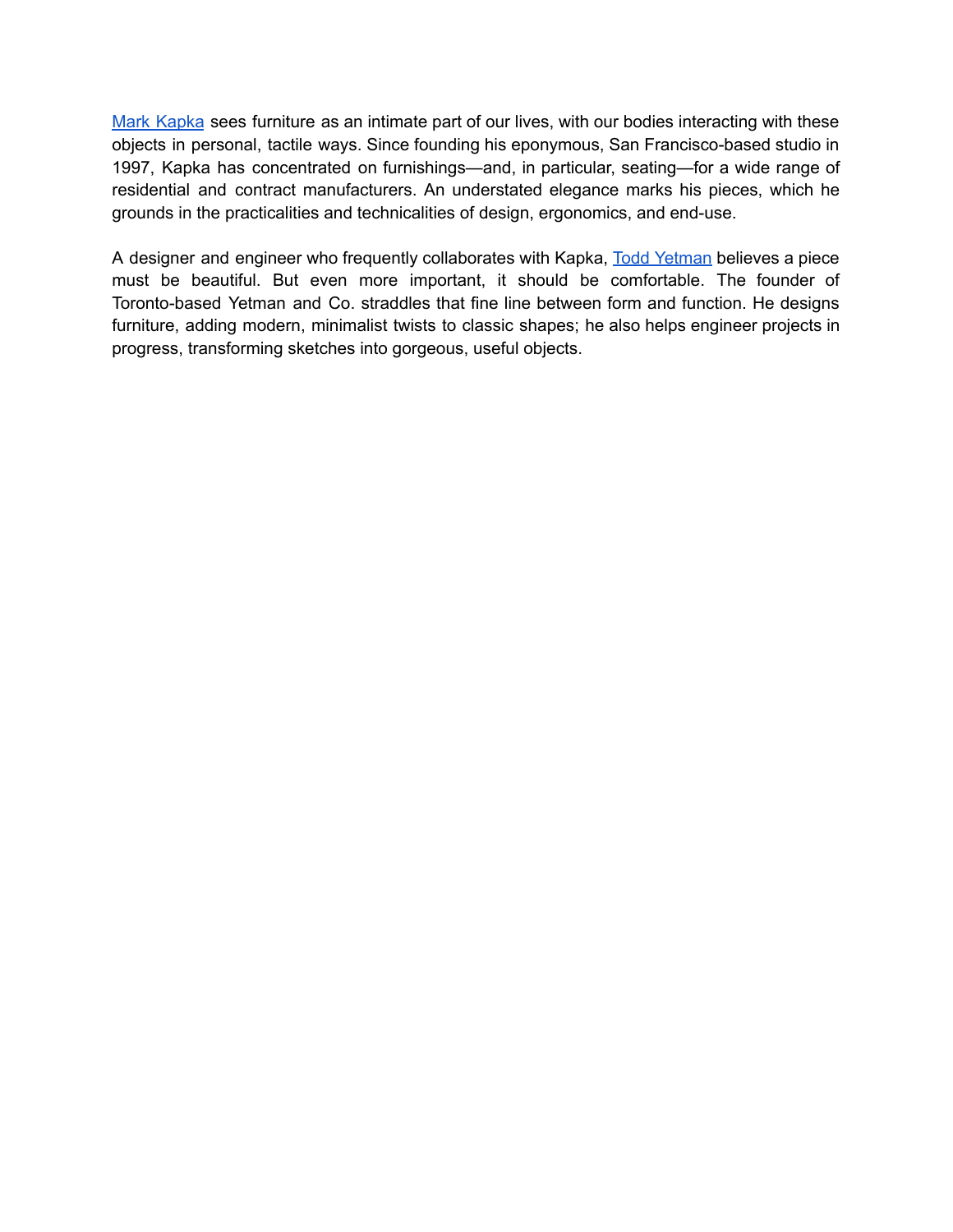Mark Kapka sees furniture as an intimate part of our lives, with our bodies interacting with these objects in personal, tactile ways. Since founding his eponymous, San Francisco-based studio in 1997, Kapka has concentrated on furnishings—and, in particular, seating—for a wide range of residential and contract manufacturers. An understated elegance marks his pieces, which he grounds in the practicalities and technicalities of design, ergonomics, and end-use.

A designer and engineer who frequently collaborates with Kapka, Todd Yetman believes a piece must be beautiful. But even more important, it should be comfortable. The founder of Toronto-based Yetman and Co. straddles that fine line between form and function. He designs furniture, adding modern, minimalist twists to classic shapes; he also helps engineer projects in progress, transforming sketches into gorgeous, useful objects.